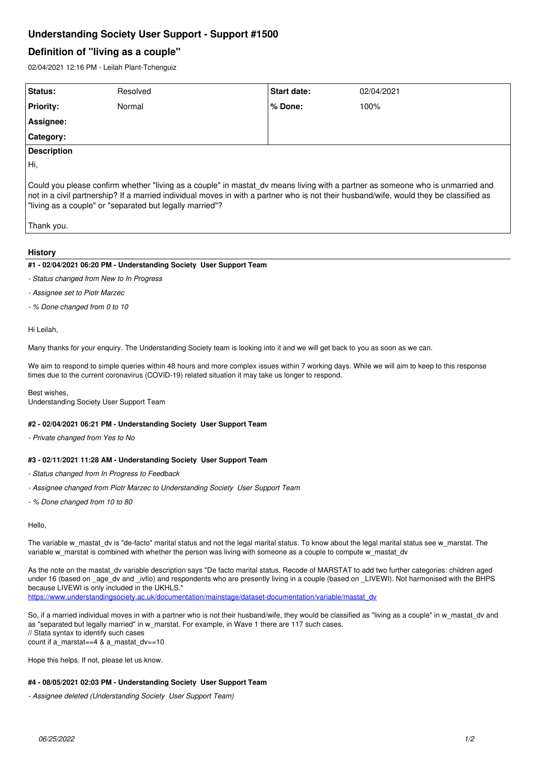# Understanding Society User Support - Support #1500

## Definition of "living as a couple"

02/04/2021 12:16 PM - Leilah Plant-Tchenguiz

| **Status:** | Resolved | **Start date:** | 02/04/2021 |
|---|---|---|---|
| **Priority:** | Normal | **% Done:** | 100% |
| **Assignee:** | | | |
| **Category:** | | | |

**Description**

Hi,

Could you please confirm whether "living as a couple" in mastat_dv means living with a partner as someone who is unmarried and not in a civil partnership? If a married individual moves in with a partner who is not their husband/wife, would they be classified as "living as a couple" or "separated but legally married"?

Thank you.

### History

#### #1 - 02/04/2021 06:20 PM - Understanding Society User Support Team

- *Status changed from New to In Progress*
- *Assignee set to Piotr Marzec*
- *% Done changed from 0 to 10*

Hi Leilah,

Many thanks for your enquiry. The Understanding Society team is looking into it and we will get back to you as soon as we can.

We aim to respond to simple queries within 48 hours and more complex issues within 7 working days. While we will aim to keep to this response times due to the current coronavirus (COVID-19) related situation it may take us longer to respond.

Best wishes,
Understanding Society User Support Team

#### #2 - 02/04/2021 06:21 PM - Understanding Society User Support Team

- *Private changed from Yes to No*

#### #3 - 02/11/2021 11:28 AM - Understanding Society User Support Team

- *Status changed from In Progress to Feedback*
- *Assignee changed from Piotr Marzec to Understanding Society User Support Team*
- *% Done changed from 10 to 80*

Hello,

The variable w_mastat_dv is "de-facto" marital status and not the legal marital status. To know about the legal marital status see w_marstat. The variable w_marstat is combined with whether the person was living with someone as a couple to compute w_mastat_dv

As the note on the mastat_dv variable description says "De facto marital status. Recode of MARSTAT to add two further categories: children aged under 16 (based on _age_dv and _ivfio) and respondents who are presently living in a couple (based on _LIVEWI). Not harmonised with the BHPS because LIVEWI is only included in the UKHLS."
https://www.understandingsociety.ac.uk/documentation/mainstage/dataset-documentation/variable/mastat_dv

So, if a married individual moves in with a partner who is not their husband/wife, they would be classified as "living as a couple" in w_mastat_dv and as "separated but legally married" in w_marstat. For example, in Wave 1 there are 117 such cases.

```
// Stata syntax to identify such cases
count if a_marstat==4 & a_mastat_dv==10
```

Hope this helps. If not, please let us know.

#### #4 - 08/05/2021 02:03 PM - Understanding Society User Support Team

- *Assignee deleted (Understanding Society User Support Team)*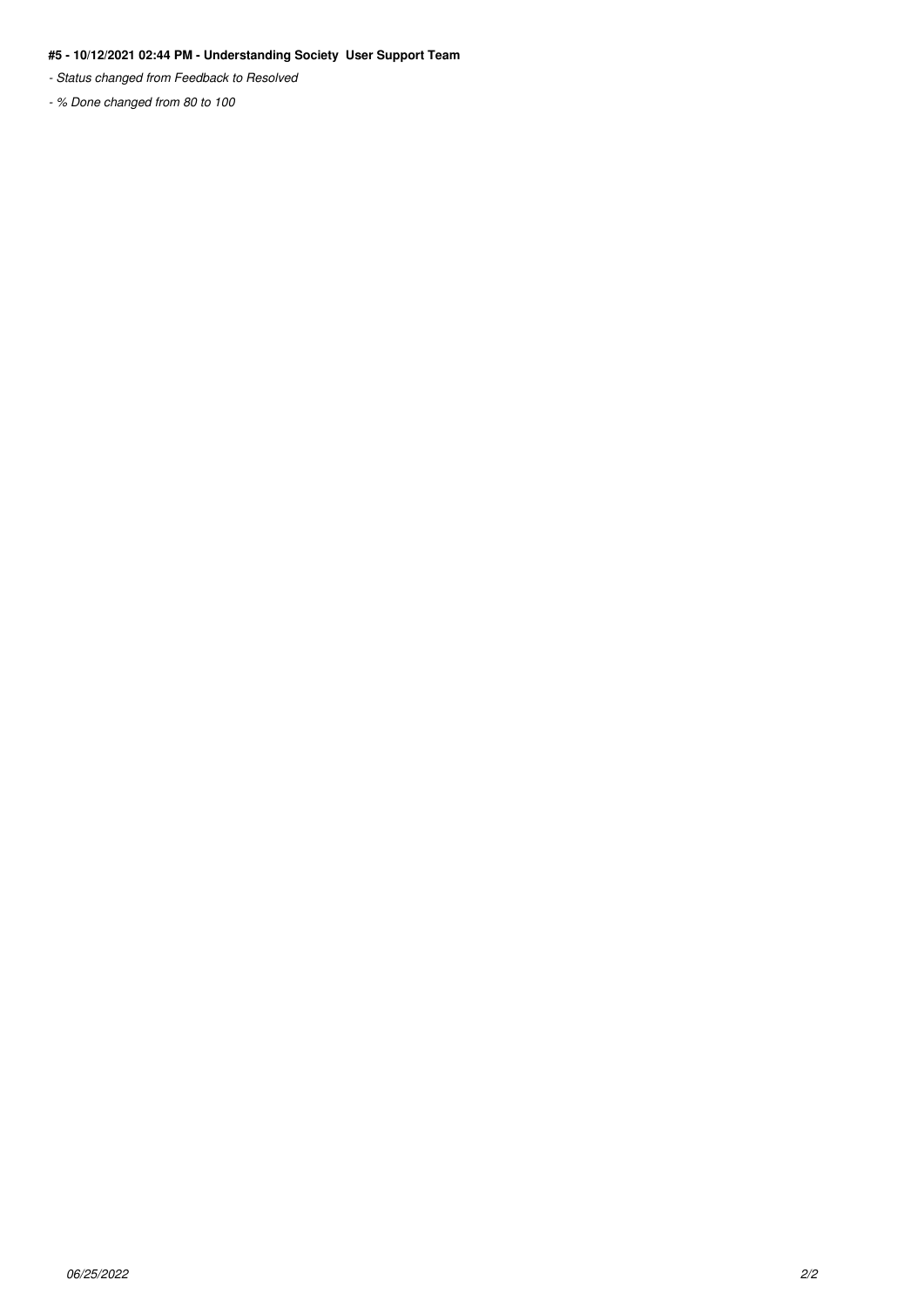**#5 - 10/12/2021 02:44 PM - Understanding Society  User Support Team**

*- Status changed from Feedback to Resolved*

*- % Done changed from 80 to 100*